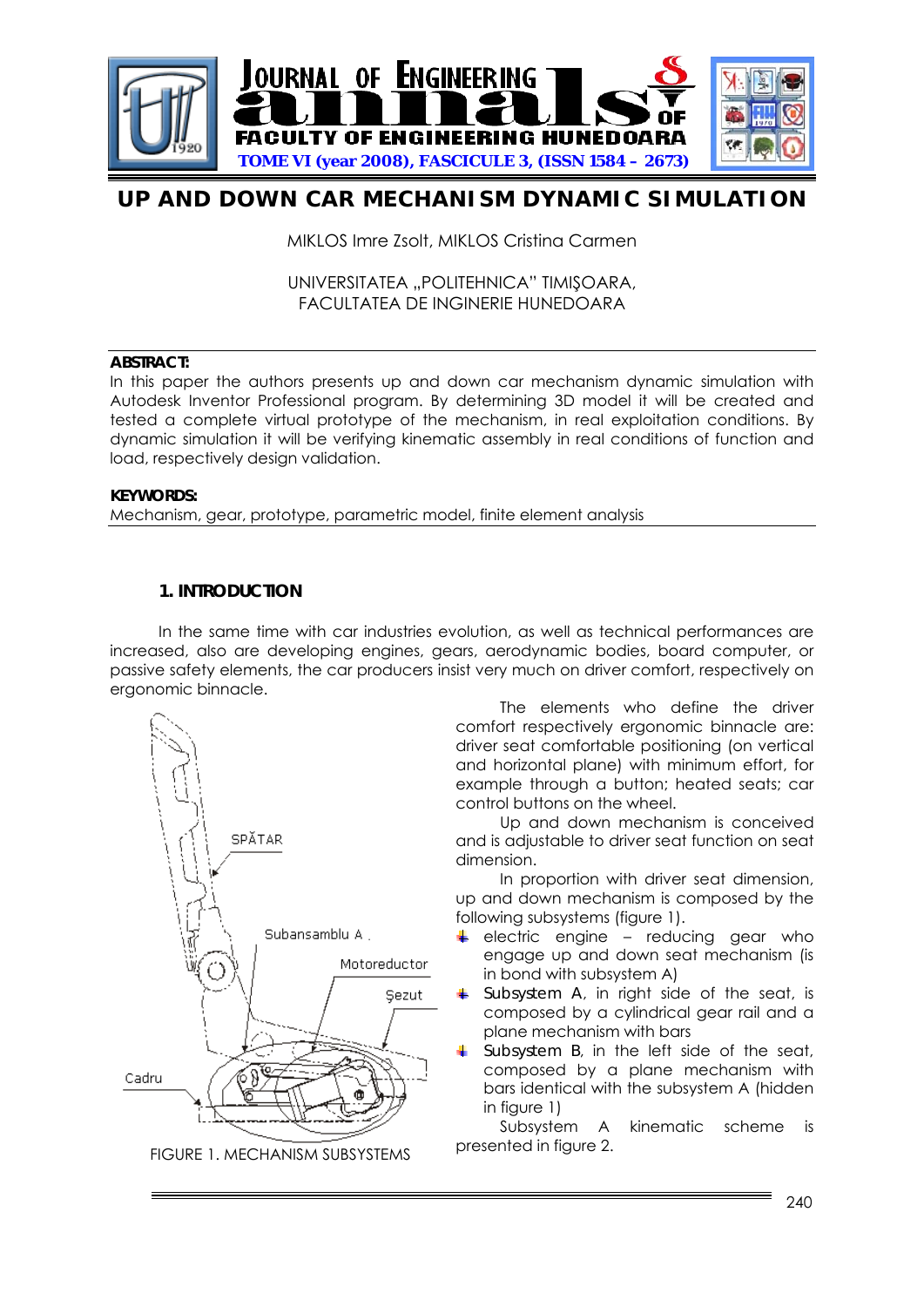# UP AND DOWN CAR MECHANISM DYNAMIC SIMULATION

MIKLOS Imre Zsolt, MIKLOS Cristina Carmen

UNIVERSITATEA „POLITEHNICA" TIMIŞOARA,
FACULTATEA DE INGINERIE HUNEDOARA

**ABSTRACT:**
In this paper the authors presents up and down car mechanism dynamic simulation with Autodesk Inventor Professional program. By determining 3D model it will be created and tested a complete virtual prototype of the mechanism, in real exploitation conditions. By dynamic simulation it will be verifying kinematic assembly in real conditions of function and load, respectively design validation.

**KEYWORDS:**
Mechanism, gear, prototype, parametric model, finite element analysis

## 1. INTRODUCTION

In the same time with car industries evolution, as well as technical performances are increased, also are developing engines, gears, aerodynamic bodies, board computer, or passive safety elements, the car producers insist very much on driver comfort, respectively on ergonomic binnacle.

The elements who define the driver comfort respectively ergonomic binnacle are: driver seat comfortable positioning (on vertical and horizontal plane) with minimum effort, for example through a button; heated seats; car control buttons on the wheel.

Up and down mechanism is conceived and is adjustable to driver seat function on seat dimension.

In proportion with driver seat dimension, up and down mechanism is composed by the following subsystems (figure 1).

- electric engine – reducing gear who engage up and down seat mechanism (is in bond with subsystem A)
- Subsystem A, in right side of the seat, is composed by a cylindrical gear rail and a plane mechanism with bars
- Subsystem B, in the left side of the seat, composed by a plane mechanism with bars identical with the subsystem A (hidden in figure 1)

Subsystem A kinematic scheme is presented in figure 2.

FIGURE 1. MECHANISM SUBSYSTEMS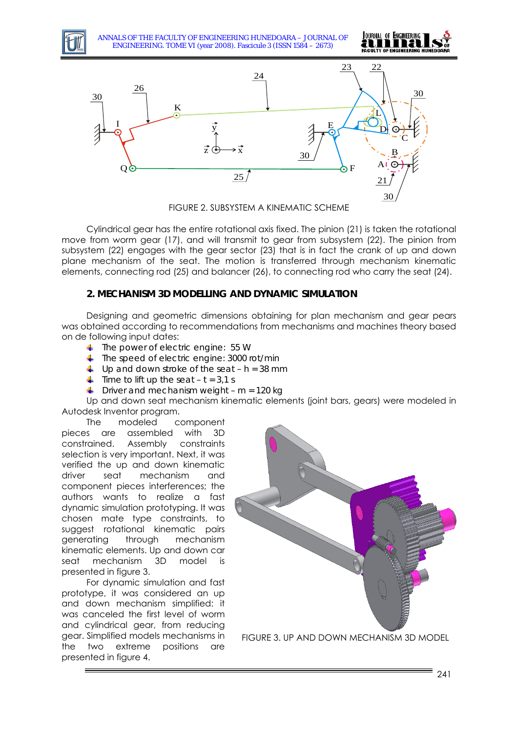FIGURE 2. SUBSYSTEM A KINEMATIC SCHEME

Cylindrical gear has the entire rotational axis fixed. The pinion (21) is taken the rotational move from worm gear (17), and will transmit to gear from subsystem (22). The pinion from subsystem (22) engages with the gear sector (23) that is in fact the crank of up and down plane mechanism of the seat. The motion is transferred through mechanism kinematic elements, connecting rod (25) and balancer (26), to connecting rod who carry the seat (24).

## 2. MECHANISM 3D MODELLING AND DYNAMIC SIMULATION

Designing and geometric dimensions obtaining for plan mechanism and gear pears was obtained according to recommendations from mechanisms and machines theory based on de following input dates:

- The power of electric engine: 55 W
- The speed of electric engine: 3000 rot/min
- Up and down stroke of the seat – h = 38 mm
- Time to lift up the seat – t = 3,1 s
- Driver and mechanism weight – m = 120 kg

Up and down seat mechanism kinematic elements (joint bars, gears) were modeled in Autodesk Inventor program.

The modeled component pieces are assembled with 3D constrained. Assembly constraints selection is very important. Next, it was verified the up and down kinematic driver seat mechanism and component pieces interferences; the authors wants to realize a fast dynamic simulation prototyping. It was chosen mate type constraints, to suggest rotational kinematic pairs generating through mechanism kinematic elements. Up and down car seat mechanism 3D model is presented in figure 3.

For dynamic simulation and fast prototype, it was considered an up and down mechanism simplified: it was canceled the first level of worm and cylindrical gear, from reducing gear. Simplified models mechanisms in the two extreme positions are presented in figure 4.

FIGURE 3. UP AND DOWN MECHANISM 3D MODEL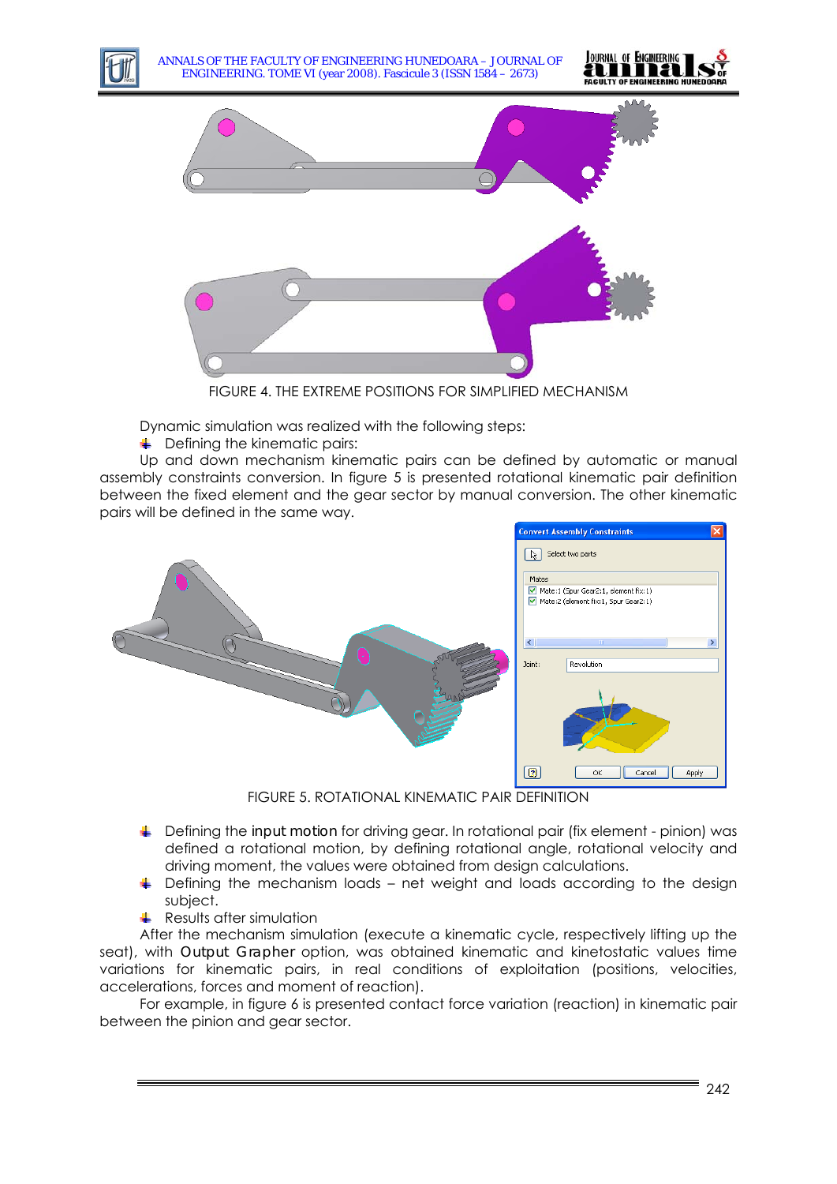FIGURE 4. THE EXTREME POSITIONS FOR SIMPLIFIED MECHANISM

Dynamic simulation was realized with the following steps:

- Defining the kinematic pairs:

Up and down mechanism kinematic pairs can be defined by automatic or manual assembly constraints conversion. In figure 5 is presented rotational kinematic pair definition between the fixed element and the gear sector by manual conversion. The other kinematic pairs will be defined in the same way.

FIGURE 5. ROTATIONAL KINEMATIC PAIR DEFINITION

- Defining the input motion for driving gear. In rotational pair (fix element - pinion) was defined a rotational motion, by defining rotational angle, rotational velocity and driving moment, the values were obtained from design calculations.
- Defining the mechanism loads – net weight and loads according to the design subject.
- Results after simulation

After the mechanism simulation (execute a kinematic cycle, respectively lifting up the seat), with Output Grapher option, was obtained kinematic and kinetostatic values time variations for kinematic pairs, in real conditions of exploitation (positions, velocities, accelerations, forces and moment of reaction).

For example, in figure 6 is presented contact force variation (reaction) in kinematic pair between the pinion and gear sector.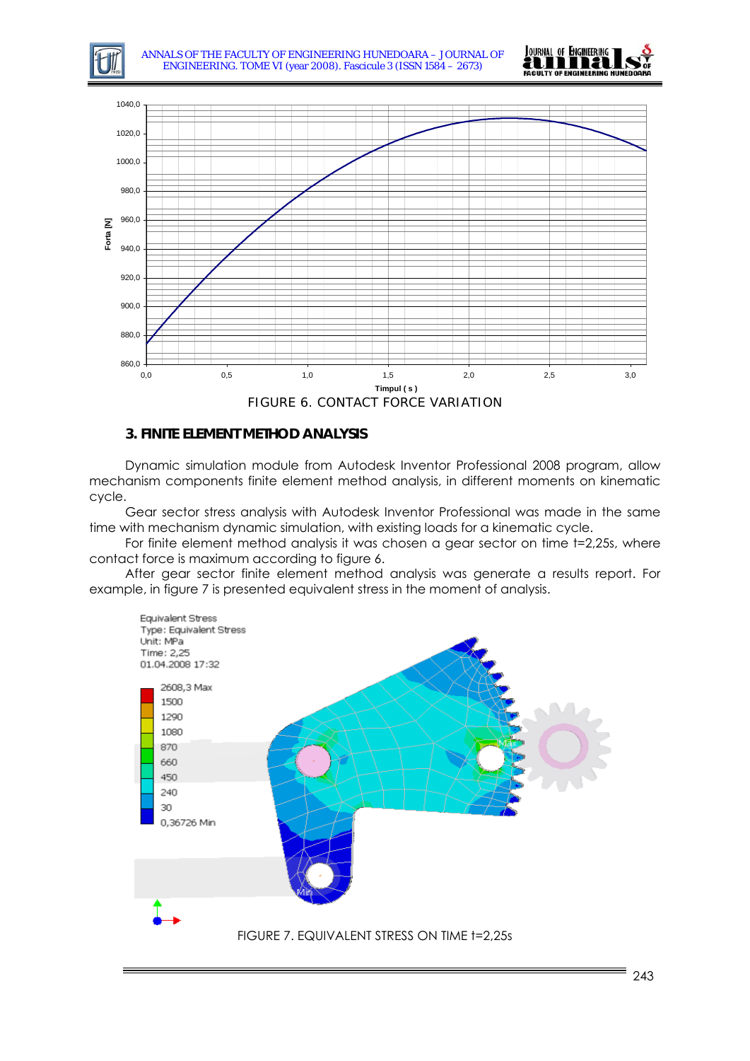FIGURE 6. CONTACT FORCE VARIATION

### 3. FINITE ELEMENT METHOD ANALYSIS

Dynamic simulation module from Autodesk Inventor Professional 2008 program, allow mechanism components finite element method analysis, in different moments on kinematic cycle.

Gear sector stress analysis with Autodesk Inventor Professional was made in the same time with mechanism dynamic simulation, with existing loads for a kinematic cycle.

For finite element method analysis it was chosen a gear sector on time t=2,25s, where contact force is maximum according to figure 6.

After gear sector finite element method analysis was generate a results report. For example, in figure 7 is presented equivalent stress in the moment of analysis.

FIGURE 7. EQUIVALENT STRESS ON TIME t=2,25s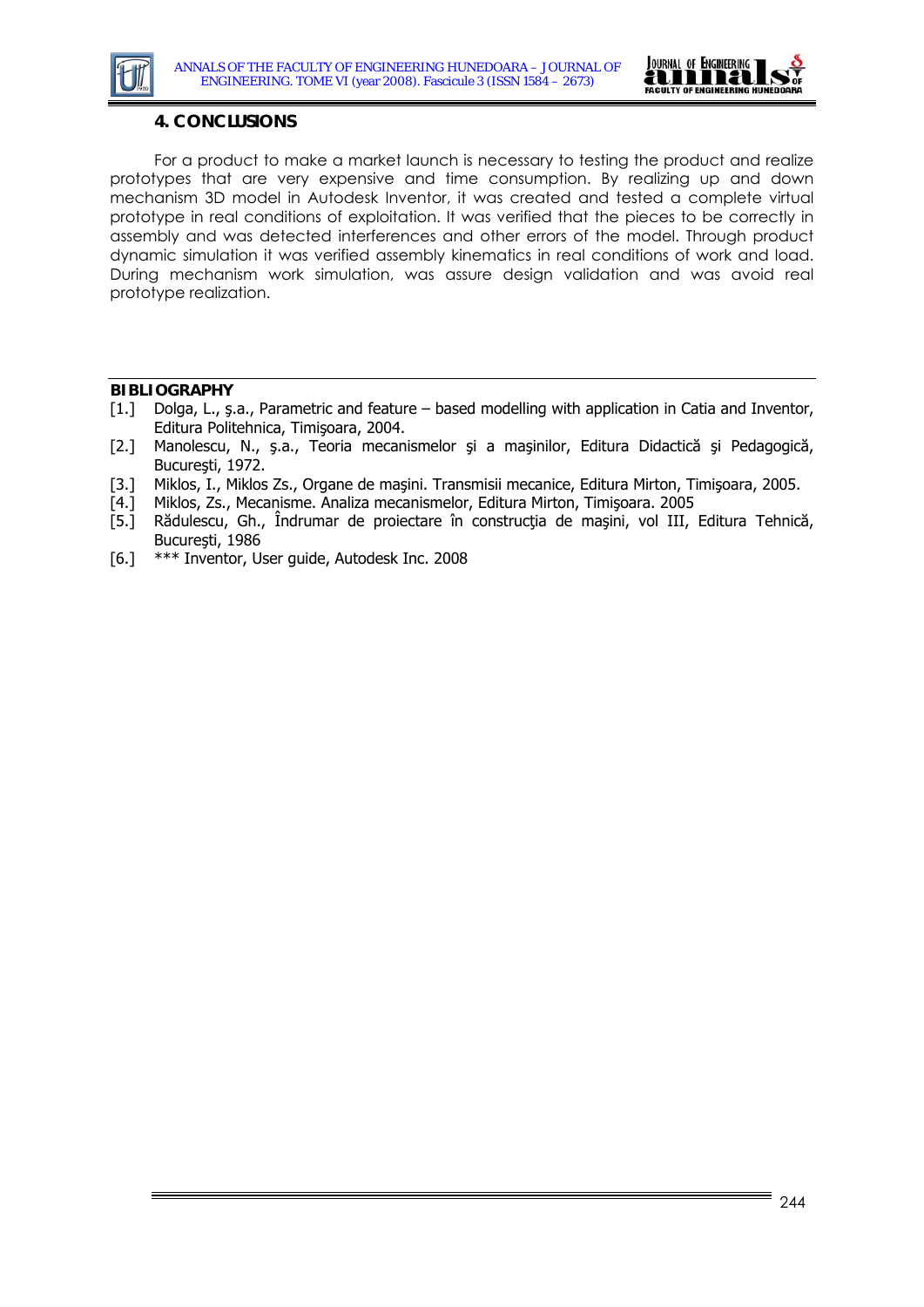## 4. CONCLUSIONS

For a product to make a market launch is necessary to testing the product and realize prototypes that are very expensive and time consumption. By realizing up and down mechanism 3D model in Autodesk Inventor, it was created and tested a complete virtual prototype in real conditions of exploitation. It was verified that the pieces to be correctly in assembly and was detected interferences and other errors of the model. Through product dynamic simulation it was verified assembly kinematics in real conditions of work and load. During mechanism work simulation, was assure design validation and was avoid real prototype realization.

## BIBLIOGRAPHY

[1.] Dolga, L., ş.a., Parametric and feature – based modelling with application in Catia and Inventor, Editura Politehnica, Timişoara, 2004.
[2.] Manolescu, N., ş.a., Teoria mecanismelor şi a maşinilor, Editura Didactică şi Pedagogică, Bucureşti, 1972.
[3.] Miklos, I., Miklos Zs., Organe de maşini. Transmisii mecanice, Editura Mirton, Timişoara, 2005.
[4.] Miklos, Zs., Mecanisme. Analiza mecanismelor, Editura Mirton, Timişoara. 2005
[5.] Rădulescu, Gh., Îndrumar de proiectare în construcţia de maşini, vol III, Editura Tehnică, Bucureşti, 1986
[6.] *** Inventor, User guide, Autodesk Inc. 2008